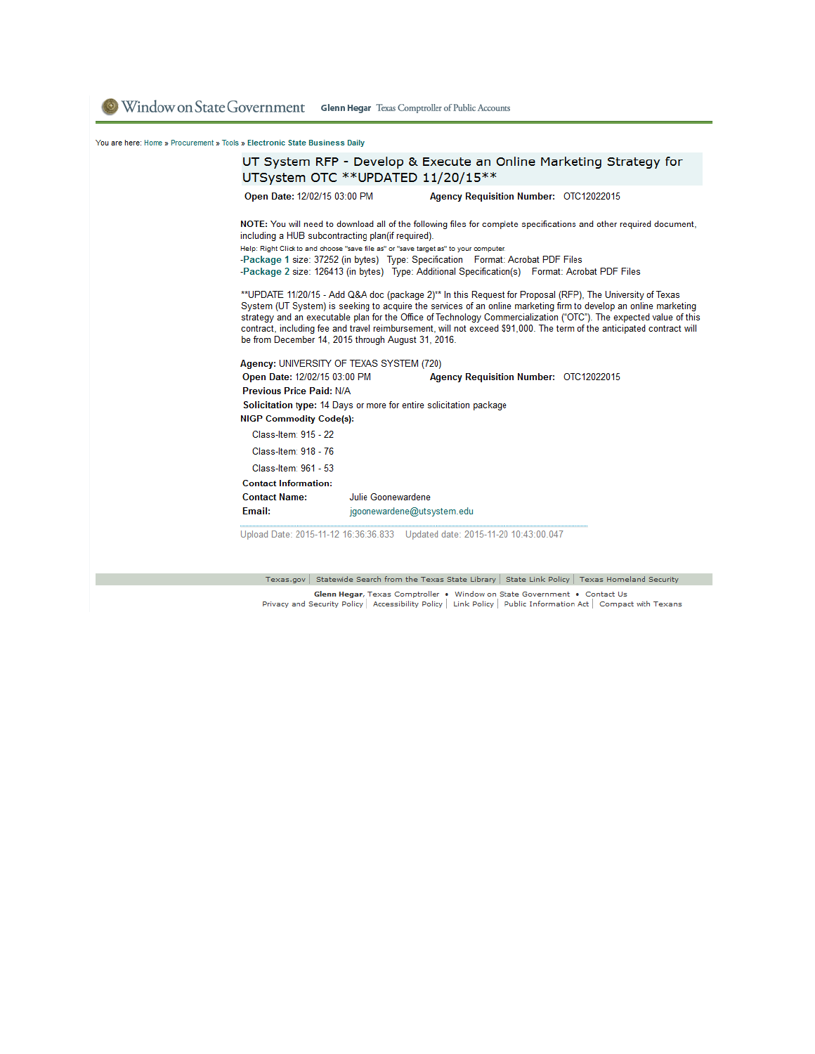Window on State Government **Glenn Hegar** Texas Comptroller of Public Accounts

You are here: Home » Procurement » Tools » **Electronic State Business Daily**

# UT System RFP - Develop & Execute an Online Marketing Strategy for UTSystem OTC **UPDATED 11/20/15**

**Open Date:** 12/02/15 03:00 PM **Agency Requisition Number:** OTC12022015

**NOTE:** You will need to download all of the following files for complete specifications and other required document, including a HUB subcontracting plan(if required).

Help: Right Click to and choose "save file as" or "save target as" to your computer.

- **Package 1** size: 37252 (in bytes) Type: Specification Format: Acrobat PDF Files
- **Package 2** size: 126413 (in bytes) Type: Additional Specification(s) Format: Acrobat PDF Files

**UPDATE 11/20/15 - Add Q&A doc (package 2)** In this Request for Proposal (RFP), The University of Texas System (UT System) is seeking to acquire the services of an online marketing firm to develop an online marketing strategy and an executable plan for the Office of Technology Commercialization ("OTC"). The expected value of this contract, including fee and travel reimbursement, will not exceed $91,000. The term of the anticipated contract will be from December 14, 2015 through August 31, 2016.

**Agency:** UNIVERSITY OF TEXAS SYSTEM (720)

**Open Date:** 12/02/15 03:00 PM **Agency Requisition Number:** OTC12022015

**Previous Price Paid:** N/A

**Solicitation type:** 14 Days or more for entire solicitation package

**NIGP Commodity Code(s):**

- Class-Item: 915 - 22
- Class-Item: 918 - 76
- Class-Item: 961 - 53

**Contact Information:**

**Contact Name:** Julie Goonewardene

**Email:** jgoonewardene@utsystem.edu

Upload Date: 2015-11-12 16:36:36.833 Updated date: 2015-11-20 10:43:00.047

Texas.gov | Statewide Search from the Texas State Library | State Link Policy | Texas Homeland Security

**Glenn Hegar**, Texas Comptroller • Window on State Government • Contact Us

Privacy and Security Policy | Accessibility Policy | Link Policy | Public Information Act | Compact with Texans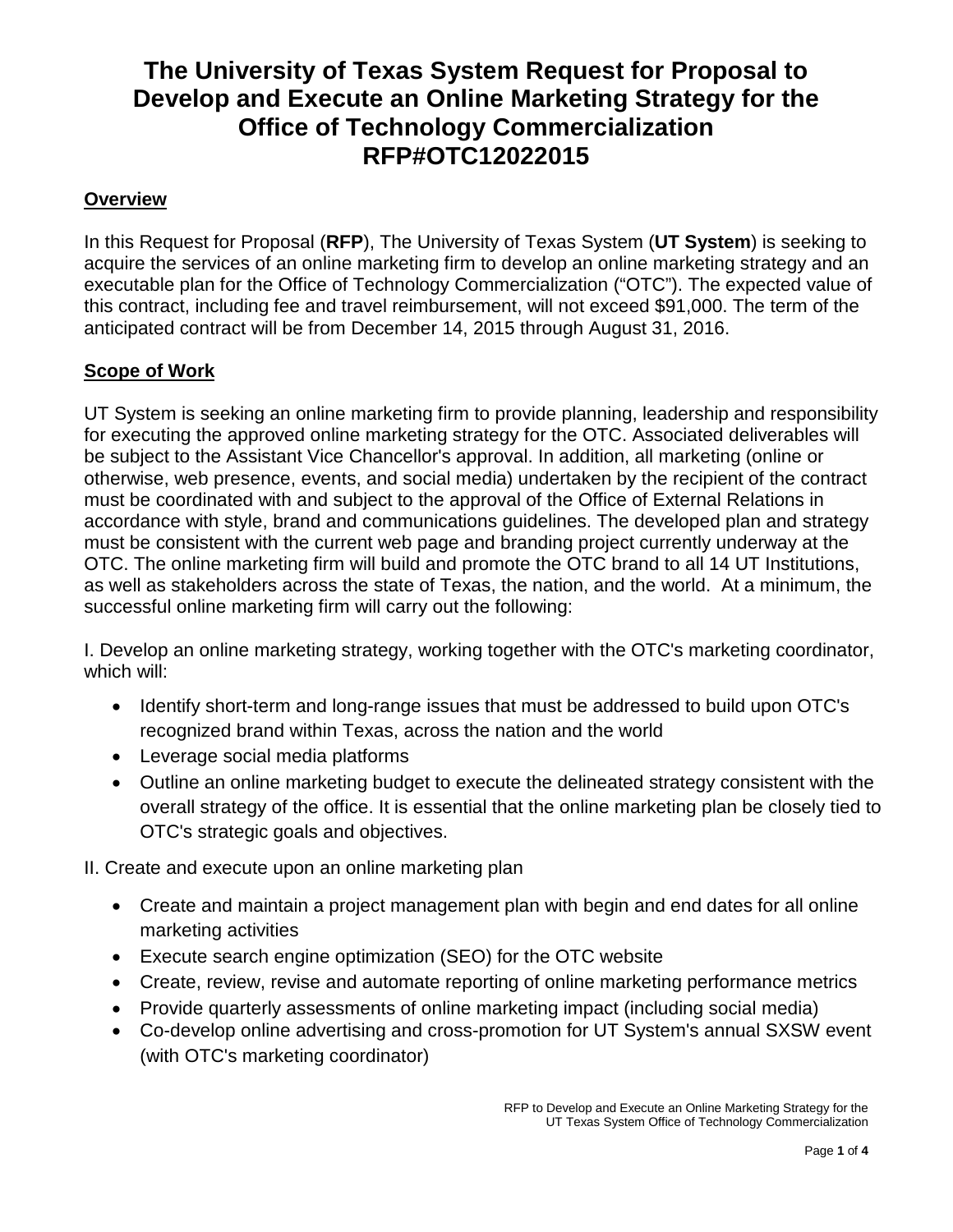# The University of Texas System Request for Proposal to Develop and Execute an Online Marketing Strategy for the Office of Technology Commercialization RFP#OTC12022015

## Overview

In this Request for Proposal (**RFP**), The University of Texas System (**UT System**) is seeking to acquire the services of an online marketing firm to develop an online marketing strategy and an executable plan for the Office of Technology Commercialization ("OTC"). The expected value of this contract, including fee and travel reimbursement, will not exceed $91,000. The term of the anticipated contract will be from December 14, 2015 through August 31, 2016.

## Scope of Work

UT System is seeking an online marketing firm to provide planning, leadership and responsibility for executing the approved online marketing strategy for the OTC. Associated deliverables will be subject to the Assistant Vice Chancellor's approval. In addition, all marketing (online or otherwise, web presence, events, and social media) undertaken by the recipient of the contract must be coordinated with and subject to the approval of the Office of External Relations in accordance with style, brand and communications guidelines. The developed plan and strategy must be consistent with the current web page and branding project currently underway at the OTC. The online marketing firm will build and promote the OTC brand to all 14 UT Institutions, as well as stakeholders across the state of Texas, the nation, and the world. At a minimum, the successful online marketing firm will carry out the following:

I. Develop an online marketing strategy, working together with the OTC's marketing coordinator, which will:

- Identify short-term and long-range issues that must be addressed to build upon OTC's recognized brand within Texas, across the nation and the world
- Leverage social media platforms
- Outline an online marketing budget to execute the delineated strategy consistent with the overall strategy of the office. It is essential that the online marketing plan be closely tied to OTC's strategic goals and objectives.

II. Create and execute upon an online marketing plan

- Create and maintain a project management plan with begin and end dates for all online marketing activities
- Execute search engine optimization (SEO) for the OTC website
- Create, review, revise and automate reporting of online marketing performance metrics
- Provide quarterly assessments of online marketing impact (including social media)
- Co-develop online advertising and cross-promotion for UT System's annual SXSW event (with OTC's marketing coordinator)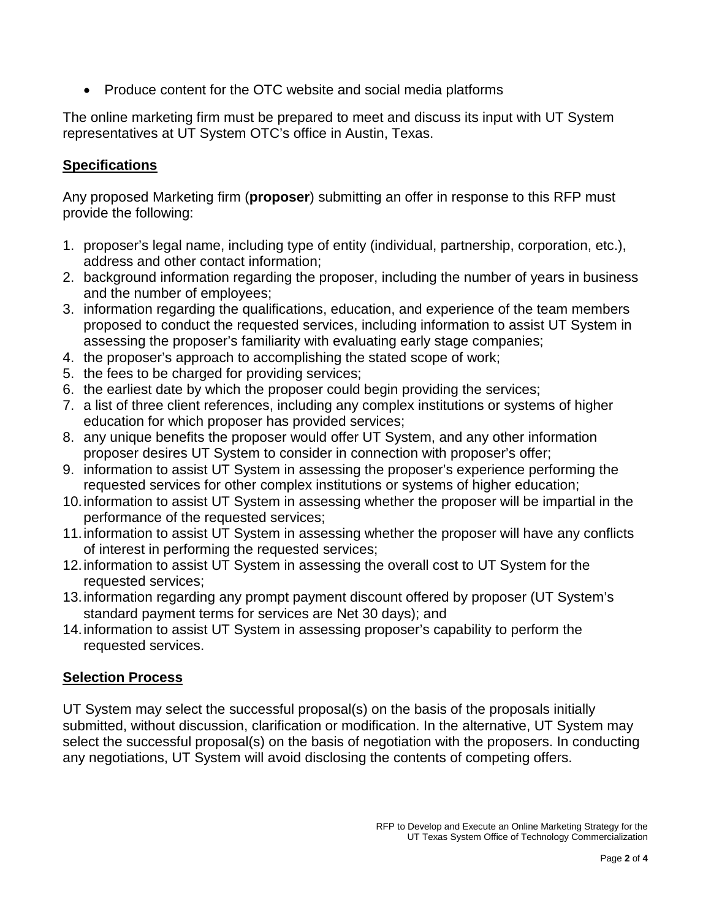- Produce content for the OTC website and social media platforms

The online marketing firm must be prepared to meet and discuss its input with UT System representatives at UT System OTC's office in Austin, Texas.

## Specifications

Any proposed Marketing firm (**proposer**) submitting an offer in response to this RFP must provide the following:

1. proposer's legal name, including type of entity (individual, partnership, corporation, etc.), address and other contact information;
2. background information regarding the proposer, including the number of years in business and the number of employees;
3. information regarding the qualifications, education, and experience of the team members proposed to conduct the requested services, including information to assist UT System in assessing the proposer's familiarity with evaluating early stage companies;
4. the proposer's approach to accomplishing the stated scope of work;
5. the fees to be charged for providing services;
6. the earliest date by which the proposer could begin providing the services;
7. a list of three client references, including any complex institutions or systems of higher education for which proposer has provided services;
8. any unique benefits the proposer would offer UT System, and any other information proposer desires UT System to consider in connection with proposer's offer;
9. information to assist UT System in assessing the proposer's experience performing the requested services for other complex institutions or systems of higher education;
10. information to assist UT System in assessing whether the proposer will be impartial in the performance of the requested services;
11. information to assist UT System in assessing whether the proposer will have any conflicts of interest in performing the requested services;
12. information to assist UT System in assessing the overall cost to UT System for the requested services;
13. information regarding any prompt payment discount offered by proposer (UT System's standard payment terms for services are Net 30 days); and
14. information to assist UT System in assessing proposer's capability to perform the requested services.

## Selection Process

UT System may select the successful proposal(s) on the basis of the proposals initially submitted, without discussion, clarification or modification. In the alternative, UT System may select the successful proposal(s) on the basis of negotiation with the proposers. In conducting any negotiations, UT System will avoid disclosing the contents of competing offers.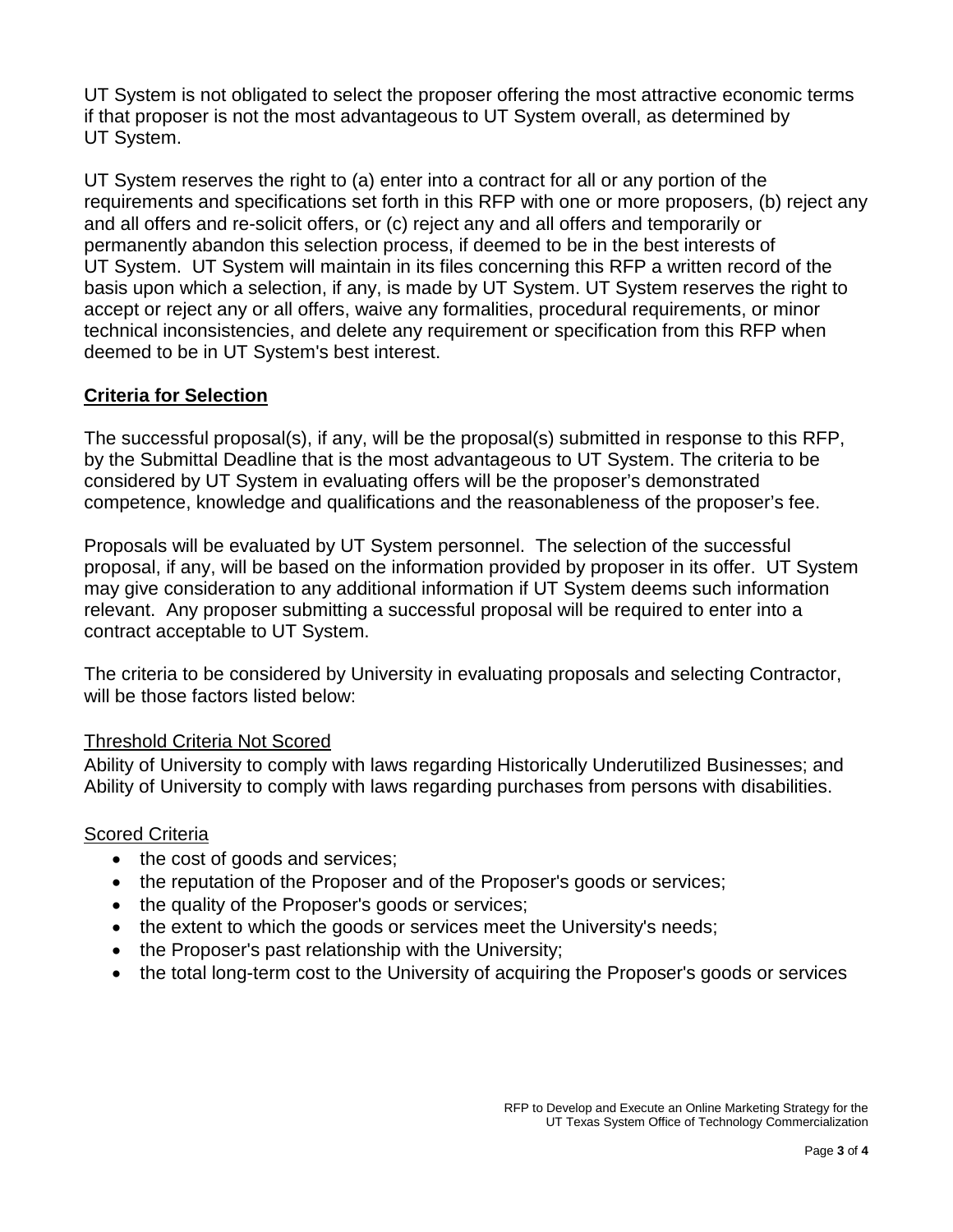UT System is not obligated to select the proposer offering the most attractive economic terms if that proposer is not the most advantageous to UT System overall, as determined by UT System.

UT System reserves the right to (a) enter into a contract for all or any portion of the requirements and specifications set forth in this RFP with one or more proposers, (b) reject any and all offers and re-solicit offers, or (c) reject any and all offers and temporarily or permanently abandon this selection process, if deemed to be in the best interests of UT System. UT System will maintain in its files concerning this RFP a written record of the basis upon which a selection, if any, is made by UT System. UT System reserves the right to accept or reject any or all offers, waive any formalities, procedural requirements, or minor technical inconsistencies, and delete any requirement or specification from this RFP when deemed to be in UT System's best interest.

## Criteria for Selection

The successful proposal(s), if any, will be the proposal(s) submitted in response to this RFP, by the Submittal Deadline that is the most advantageous to UT System. The criteria to be considered by UT System in evaluating offers will be the proposer's demonstrated competence, knowledge and qualifications and the reasonableness of the proposer's fee.

Proposals will be evaluated by UT System personnel. The selection of the successful proposal, if any, will be based on the information provided by proposer in its offer. UT System may give consideration to any additional information if UT System deems such information relevant. Any proposer submitting a successful proposal will be required to enter into a contract acceptable to UT System.

The criteria to be considered by University in evaluating proposals and selecting Contractor, will be those factors listed below:

### Threshold Criteria Not Scored

Ability of University to comply with laws regarding Historically Underutilized Businesses; and Ability of University to comply with laws regarding purchases from persons with disabilities.

### Scored Criteria

- the cost of goods and services;
- the reputation of the Proposer and of the Proposer's goods or services;
- the quality of the Proposer's goods or services;
- the extent to which the goods or services meet the University's needs;
- the Proposer's past relationship with the University;
- the total long-term cost to the University of acquiring the Proposer's goods or services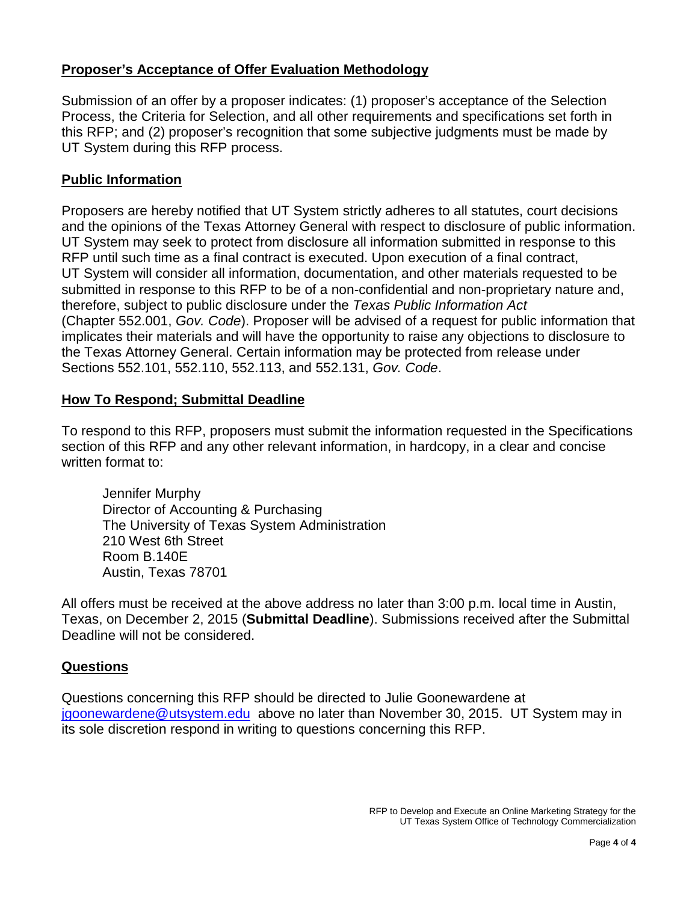**Proposer's Acceptance of Offer Evaluation Methodology**

Submission of an offer by a proposer indicates: (1) proposer's acceptance of the Selection Process, the Criteria for Selection, and all other requirements and specifications set forth in this RFP; and (2) proposer's recognition that some subjective judgments must be made by UT System during this RFP process.

**Public Information**

Proposers are hereby notified that UT System strictly adheres to all statutes, court decisions and the opinions of the Texas Attorney General with respect to disclosure of public information. UT System may seek to protect from disclosure all information submitted in response to this RFP until such time as a final contract is executed. Upon execution of a final contract, UT System will consider all information, documentation, and other materials requested to be submitted in response to this RFP to be of a non-confidential and non-proprietary nature and, therefore, subject to public disclosure under the *Texas Public Information Act* (Chapter 552.001, *Gov. Code*). Proposer will be advised of a request for public information that implicates their materials and will have the opportunity to raise any objections to disclosure to the Texas Attorney General. Certain information may be protected from release under Sections 552.101, 552.110, 552.113, and 552.131, *Gov. Code*.

**How To Respond; Submittal Deadline**

To respond to this RFP, proposers must submit the information requested in the Specifications section of this RFP and any other relevant information, in hardcopy, in a clear and concise written format to:

Jennifer Murphy
Director of Accounting & Purchasing
The University of Texas System Administration
210 West 6th Street
Room B.140E
Austin, Texas 78701

All offers must be received at the above address no later than 3:00 p.m. local time in Austin, Texas, on December 2, 2015 (**Submittal Deadline**). Submissions received after the Submittal Deadline will not be considered.

**Questions**

Questions concerning this RFP should be directed to Julie Goonewardene at jgoonewardene@utsystem.edu above no later than November 30, 2015. UT System may in its sole discretion respond in writing to questions concerning this RFP.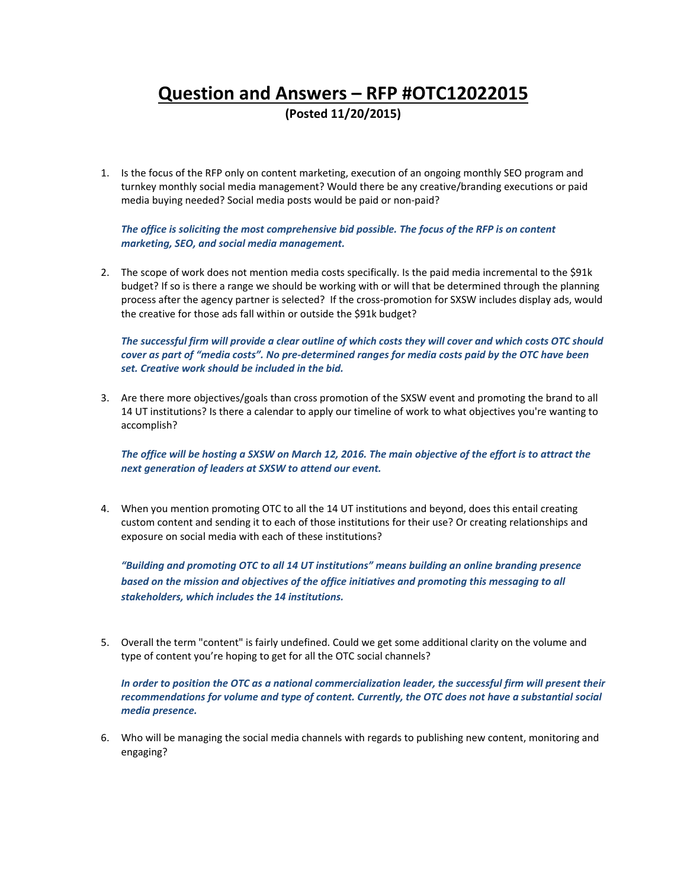# Question and Answers – RFP #OTC12022015

**(Posted 11/20/2015)**

1. Is the focus of the RFP only on content marketing, execution of an ongoing monthly SEO program and turnkey monthly social media management? Would there be any creative/branding executions or paid media buying needed? Social media posts would be paid or non-paid?

   ***The office is soliciting the most comprehensive bid possible. The focus of the RFP is on content marketing, SEO, and social media management.***

2. The scope of work does not mention media costs specifically. Is the paid media incremental to the $91k budget? If so is there a range we should be working with or will that be determined through the planning process after the agency partner is selected? If the cross-promotion for SXSW includes display ads, would the creative for those ads fall within or outside the $91k budget?

   ***The successful firm will provide a clear outline of which costs they will cover and which costs OTC should cover as part of "media costs". No pre-determined ranges for media costs paid by the OTC have been set. Creative work should be included in the bid.***

3. Are there more objectives/goals than cross promotion of the SXSW event and promoting the brand to all 14 UT institutions? Is there a calendar to apply our timeline of work to what objectives you're wanting to accomplish?

   ***The office will be hosting a SXSW on March 12, 2016. The main objective of the effort is to attract the next generation of leaders at SXSW to attend our event.***

4. When you mention promoting OTC to all the 14 UT institutions and beyond, does this entail creating custom content and sending it to each of those institutions for their use? Or creating relationships and exposure on social media with each of these institutions?

   ***"Building and promoting OTC to all 14 UT institutions" means building an online branding presence based on the mission and objectives of the office initiatives and promoting this messaging to all stakeholders, which includes the 14 institutions.***

5. Overall the term "content" is fairly undefined. Could we get some additional clarity on the volume and type of content you're hoping to get for all the OTC social channels?

   ***In order to position the OTC as a national commercialization leader, the successful firm will present their recommendations for volume and type of content. Currently, the OTC does not have a substantial social media presence.***

6. Who will be managing the social media channels with regards to publishing new content, monitoring and engaging?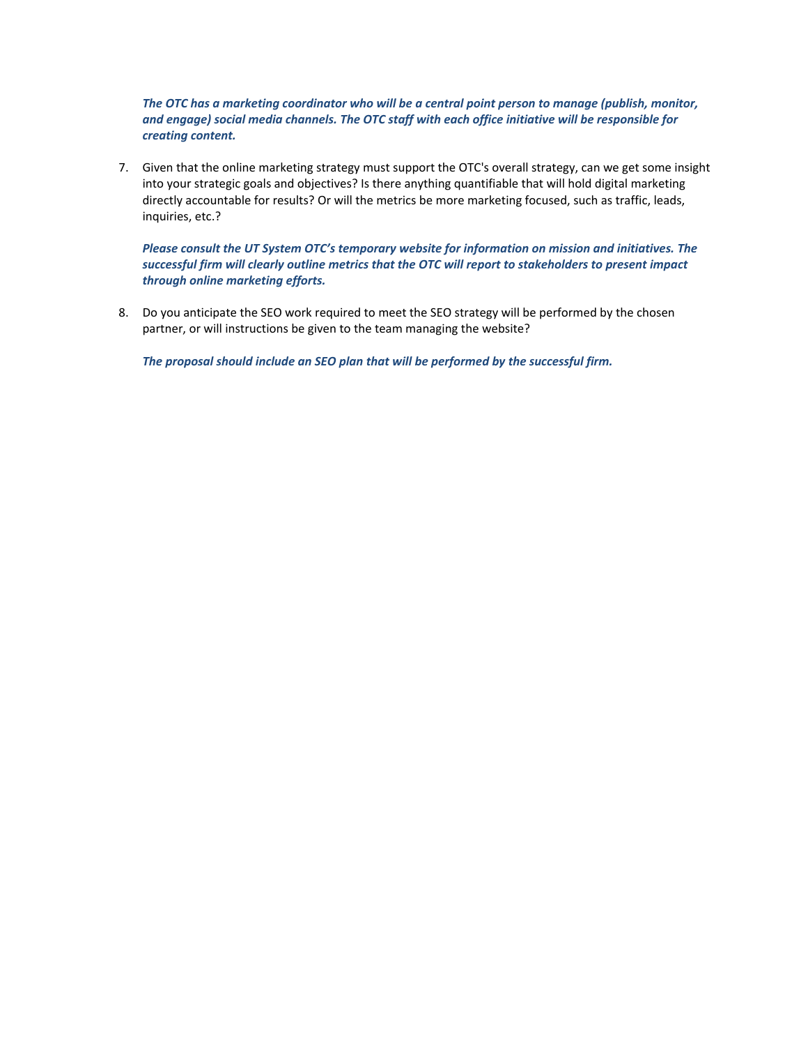***The OTC has a marketing coordinator who will be a central point person to manage (publish, monitor, and engage) social media channels. The OTC staff with each office initiative will be responsible for creating content.***

7. Given that the online marketing strategy must support the OTC's overall strategy, can we get some insight into your strategic goals and objectives? Is there anything quantifiable that will hold digital marketing directly accountable for results? Or will the metrics be more marketing focused, such as traffic, leads, inquiries, etc.?

   ***Please consult the UT System OTC's temporary website for information on mission and initiatives. The successful firm will clearly outline metrics that the OTC will report to stakeholders to present impact through online marketing efforts.***

8. Do you anticipate the SEO work required to meet the SEO strategy will be performed by the chosen partner, or will instructions be given to the team managing the website?

   ***The proposal should include an SEO plan that will be performed by the successful firm.***